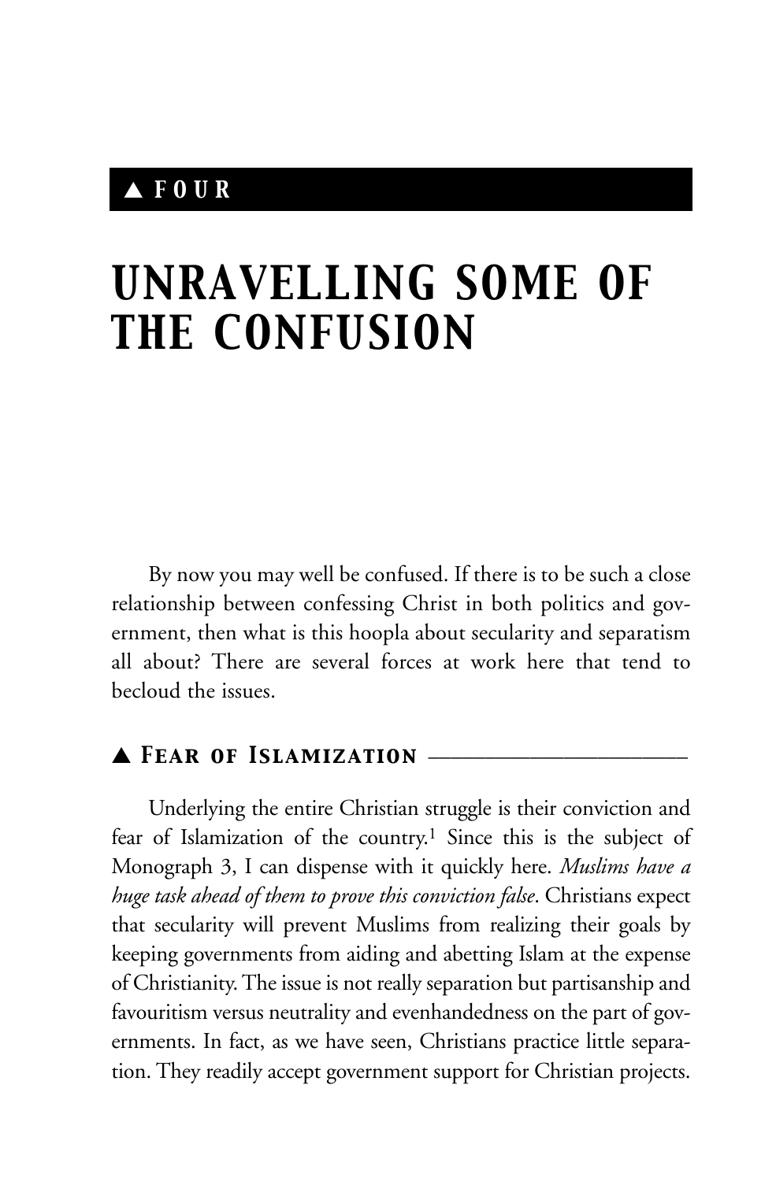## ▲ FOUR

# UNRAVELLING SOME OF THE CONFUSION

By now you may well be confused. If there is to be such a close relationship between confessing Christ in both politics and government, then what is this hoopla about secularity and separatism all about? There are several forces at work here that tend to becloud the issues.

### ▲ Fear of Islamization

Underlying the entire Christian struggle is their conviction and fear of Islamization of the country.[1] Since this is the subject of Monograph 3, I can dispense with it quickly here. *Muslims have a huge task ahead of them to prove this conviction false*. Christians expect that secularity will prevent Muslims from realizing their goals by keeping governments from aiding and abetting Islam at the expense of Christianity. The issue is not really separation but partisanship and favouritism versus neutrality and evenhandedness on the part of governments. In fact, as we have seen, Christians practice little separation. They readily accept government support for Christian projects.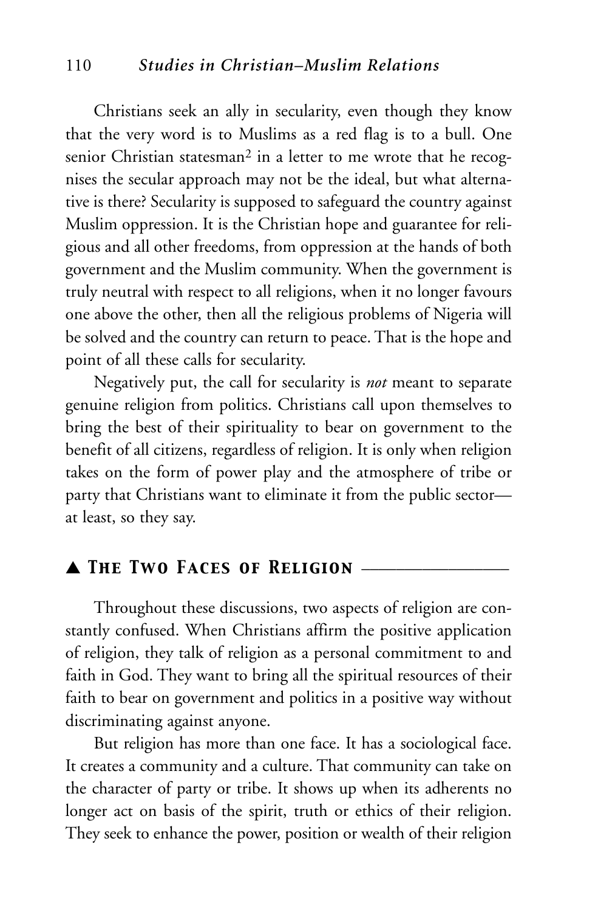Christians seek an ally in secularity, even though they know that the very word is to Muslims as a red flag is to a bull. One senior Christian statesman[2] in a letter to me wrote that he recognises the secular approach may not be the ideal, but what alternative is there? Secularity is supposed to safeguard the country against Muslim oppression. It is the Christian hope and guarantee for religious and all other freedoms, from oppression at the hands of both government and the Muslim community. When the government is truly neutral with respect to all religions, when it no longer favours one above the other, then all the religious problems of Nigeria will be solved and the country can return to peace. That is the hope and point of all these calls for secularity.

Negatively put, the call for secularity is *not* meant to separate genuine religion from politics. Christians call upon themselves to bring the best of their spirituality to bear on government to the benefit of all citizens, regardless of religion. It is only when religion takes on the form of power play and the atmosphere of tribe or party that Christians want to eliminate it from the public sector—at least, so they say.

## ▲ The Two Faces of Religion

Throughout these discussions, two aspects of religion are constantly confused. When Christians affirm the positive application of religion, they talk of religion as a personal commitment to and faith in God. They want to bring all the spiritual resources of their faith to bear on government and politics in a positive way without discriminating against anyone.

But religion has more than one face. It has a sociological face. It creates a community and a culture. That community can take on the character of party or tribe. It shows up when its adherents no longer act on basis of the spirit, truth or ethics of their religion. They seek to enhance the power, position or wealth of their religion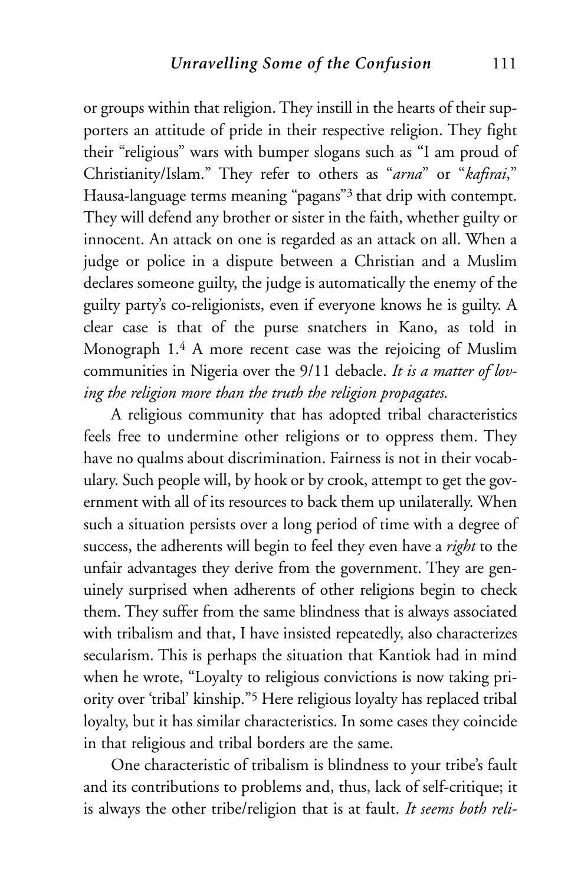or groups within that religion. They instill in the hearts of their supporters an attitude of pride in their respective religion. They fight their "religious" wars with bumper slogans such as "I am proud of Christianity/Islam." They refer to others as "*arna*" or "*kafirai*," Hausa-language terms meaning "pagans"[3] that drip with contempt. They will defend any brother or sister in the faith, whether guilty or innocent. An attack on one is regarded as an attack on all. When a judge or police in a dispute between a Christian and a Muslim declares someone guilty, the judge is automatically the enemy of the guilty party's co-religionists, even if everyone knows he is guilty. A clear case is that of the purse snatchers in Kano, as told in Monograph 1.[4] A more recent case was the rejoicing of Muslim communities in Nigeria over the 9/11 debacle. *It is a matter of loving the religion more than the truth the religion propagates.*

A religious community that has adopted tribal characteristics feels free to undermine other religions or to oppress them. They have no qualms about discrimination. Fairness is not in their vocabulary. Such people will, by hook or by crook, attempt to get the government with all of its resources to back them up unilaterally. When such a situation persists over a long period of time with a degree of success, the adherents will begin to feel they even have a *right* to the unfair advantages they derive from the government. They are genuinely surprised when adherents of other religions begin to check them. They suffer from the same blindness that is always associated with tribalism and that, I have insisted repeatedly, also characterizes secularism. This is perhaps the situation that Kantiok had in mind when he wrote, "Loyalty to religious convictions is now taking priority over 'tribal' kinship."[5] Here religious loyalty has replaced tribal loyalty, but it has similar characteristics. In some cases they coincide in that religious and tribal borders are the same.

One characteristic of tribalism is blindness to your tribe's fault and its contributions to problems and, thus, lack of self-critique; it is always the other tribe/religion that is at fault. *It seems both reli-*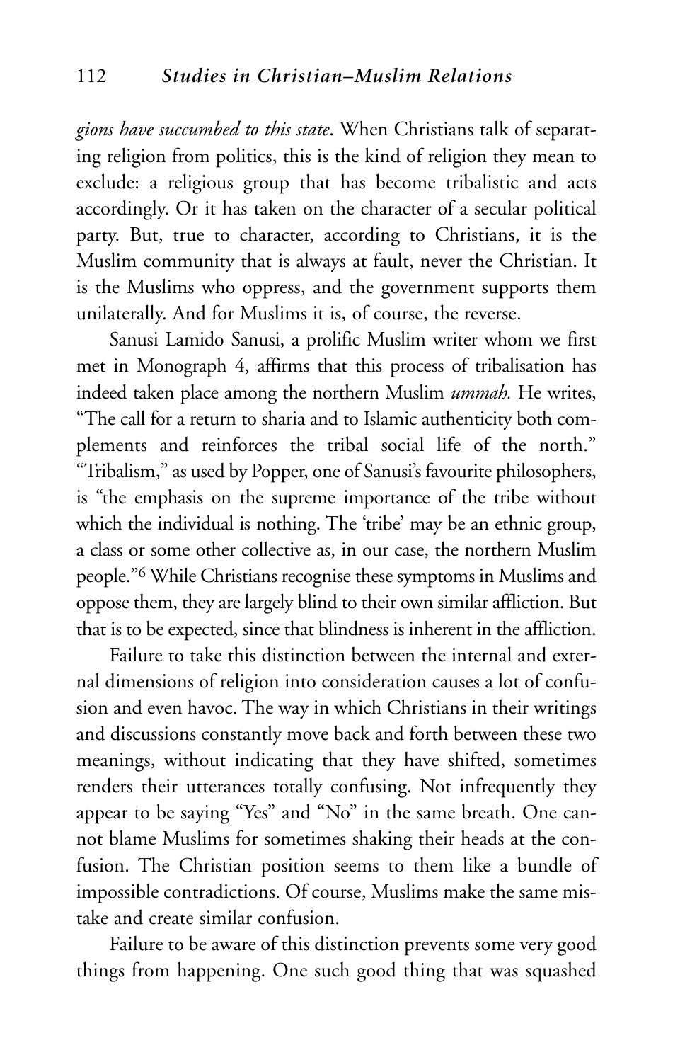*gions have succumbed to this state*. When Christians talk of separating religion from politics, this is the kind of religion they mean to exclude: a religious group that has become tribalistic and acts accordingly. Or it has taken on the character of a secular political party. But, true to character, according to Christians, it is the Muslim community that is always at fault, never the Christian. It is the Muslims who oppress, and the government supports them unilaterally. And for Muslims it is, of course, the reverse.

Sanusi Lamido Sanusi, a prolific Muslim writer whom we first met in Monograph 4, affirms that this process of tribalisation has indeed taken place among the northern Muslim *ummah.* He writes, "The call for a return to sharia and to Islamic authenticity both complements and reinforces the tribal social life of the north." "Tribalism," as used by Popper, one of Sanusi's favourite philosophers, is "the emphasis on the supreme importance of the tribe without which the individual is nothing. The 'tribe' may be an ethnic group, a class or some other collective as, in our case, the northern Muslim people."[6] While Christians recognise these symptoms in Muslims and oppose them, they are largely blind to their own similar affliction. But that is to be expected, since that blindness is inherent in the affliction.

Failure to take this distinction between the internal and external dimensions of religion into consideration causes a lot of confusion and even havoc. The way in which Christians in their writings and discussions constantly move back and forth between these two meanings, without indicating that they have shifted, sometimes renders their utterances totally confusing. Not infrequently they appear to be saying "Yes" and "No" in the same breath. One cannot blame Muslims for sometimes shaking their heads at the confusion. The Christian position seems to them like a bundle of impossible contradictions. Of course, Muslims make the same mistake and create similar confusion.

Failure to be aware of this distinction prevents some very good things from happening. One such good thing that was squashed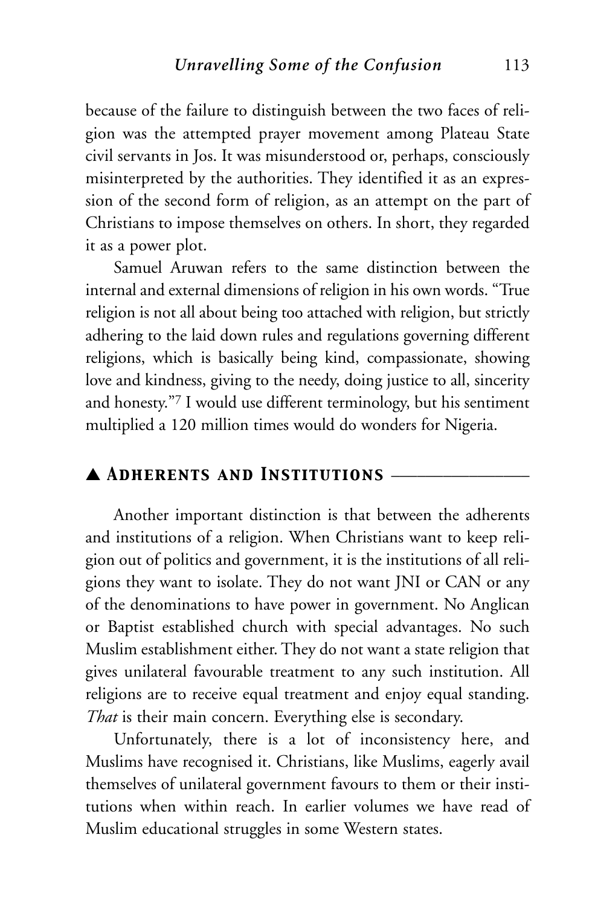because of the failure to distinguish between the two faces of religion was the attempted prayer movement among Plateau State civil servants in Jos. It was misunderstood or, perhaps, consciously misinterpreted by the authorities. They identified it as an expression of the second form of religion, as an attempt on the part of Christians to impose themselves on others. In short, they regarded it as a power plot.

Samuel Aruwan refers to the same distinction between the internal and external dimensions of religion in his own words. "True religion is not all about being too attached with religion, but strictly adhering to the laid down rules and regulations governing different religions, which is basically being kind, compassionate, showing love and kindness, giving to the needy, doing justice to all, sincerity and honesty."[7] I would use different terminology, but his sentiment multiplied a 120 million times would do wonders for Nigeria.

## ▲ Adherents and Institutions

Another important distinction is that between the adherents and institutions of a religion. When Christians want to keep religion out of politics and government, it is the institutions of all religions they want to isolate. They do not want JNI or CAN or any of the denominations to have power in government. No Anglican or Baptist established church with special advantages. No such Muslim establishment either. They do not want a state religion that gives unilateral favourable treatment to any such institution. All religions are to receive equal treatment and enjoy equal standing. *That* is their main concern. Everything else is secondary.

Unfortunately, there is a lot of inconsistency here, and Muslims have recognised it. Christians, like Muslims, eagerly avail themselves of unilateral government favours to them or their institutions when within reach. In earlier volumes we have read of Muslim educational struggles in some Western states.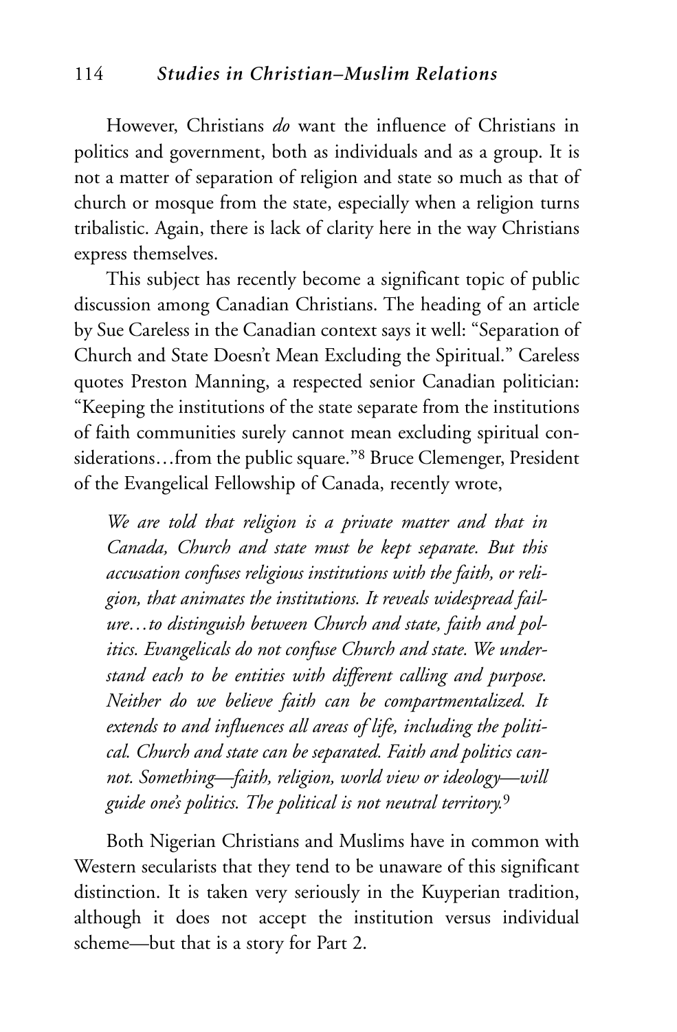However, Christians *do* want the influence of Christians in politics and government, both as individuals and as a group. It is not a matter of separation of religion and state so much as that of church or mosque from the state, especially when a religion turns tribalistic. Again, there is lack of clarity here in the way Christians express themselves.

This subject has recently become a significant topic of public discussion among Canadian Christians. The heading of an article by Sue Careless in the Canadian context says it well: "Separation of Church and State Doesn't Mean Excluding the Spiritual." Careless quotes Preston Manning, a respected senior Canadian politician: "Keeping the institutions of the state separate from the institutions of faith communities surely cannot mean excluding spiritual considerations…from the public square."[8] Bruce Clemenger, President of the Evangelical Fellowship of Canada, recently wrote,

> *We are told that religion is a private matter and that in Canada, Church and state must be kept separate. But this accusation confuses religious institutions with the faith, or religion, that animates the institutions. It reveals widespread failure…to distinguish between Church and state, faith and politics. Evangelicals do not confuse Church and state. We understand each to be entities with different calling and purpose. Neither do we believe faith can be compartmentalized. It extends to and influences all areas of life, including the political. Church and state can be separated. Faith and politics cannot. Something—faith, religion, world view or ideology—will guide one's politics. The political is not neutral territory.*[9]

Both Nigerian Christians and Muslims have in common with Western secularists that they tend to be unaware of this significant distinction. It is taken very seriously in the Kuyperian tradition, although it does not accept the institution versus individual scheme—but that is a story for Part 2.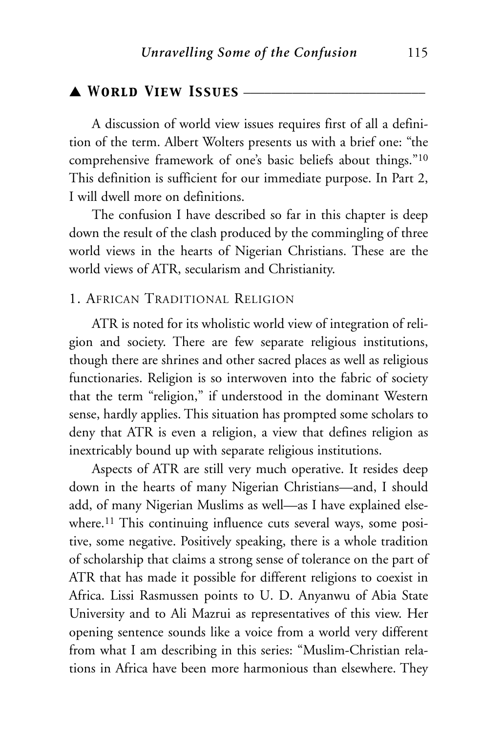## ▲ World View Issues

A discussion of world view issues requires first of all a definition of the term. Albert Wolters presents us with a brief one: "the comprehensive framework of one's basic beliefs about things."[10] This definition is sufficient for our immediate purpose. In Part 2, I will dwell more on definitions.

The confusion I have described so far in this chapter is deep down the result of the clash produced by the commingling of three world views in the hearts of Nigerian Christians. These are the world views of ATR, secularism and Christianity.

### 1. African Traditional Religion

ATR is noted for its wholistic world view of integration of religion and society. There are few separate religious institutions, though there are shrines and other sacred places as well as religious functionaries. Religion is so interwoven into the fabric of society that the term "religion," if understood in the dominant Western sense, hardly applies. This situation has prompted some scholars to deny that ATR is even a religion, a view that defines religion as inextricably bound up with separate religious institutions.

Aspects of ATR are still very much operative. It resides deep down in the hearts of many Nigerian Christians—and, I should add, of many Nigerian Muslims as well—as I have explained elsewhere.[11] This continuing influence cuts several ways, some positive, some negative. Positively speaking, there is a whole tradition of scholarship that claims a strong sense of tolerance on the part of ATR that has made it possible for different religions to coexist in Africa. Lissi Rasmussen points to U. D. Anyanwu of Abia State University and to Ali Mazrui as representatives of this view. Her opening sentence sounds like a voice from a world very different from what I am describing in this series: "Muslim-Christian relations in Africa have been more harmonious than elsewhere. They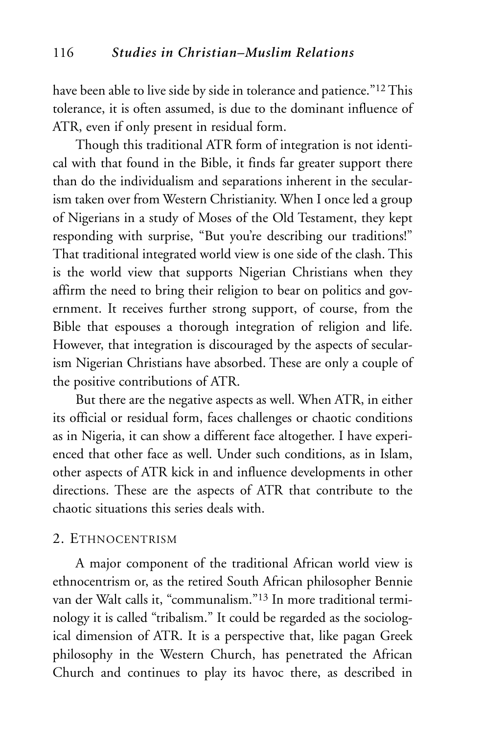have been able to live side by side in tolerance and patience."[12] This tolerance, it is often assumed, is due to the dominant influence of ATR, even if only present in residual form.

Though this traditional ATR form of integration is not identical with that found in the Bible, it finds far greater support there than do the individualism and separations inherent in the secularism taken over from Western Christianity. When I once led a group of Nigerians in a study of Moses of the Old Testament, they kept responding with surprise, "But you're describing our traditions!" That traditional integrated world view is one side of the clash. This is the world view that supports Nigerian Christians when they affirm the need to bring their religion to bear on politics and government. It receives further strong support, of course, from the Bible that espouses a thorough integration of religion and life. However, that integration is discouraged by the aspects of secularism Nigerian Christians have absorbed. These are only a couple of the positive contributions of ATR.

But there are the negative aspects as well. When ATR, in either its official or residual form, faces challenges or chaotic conditions as in Nigeria, it can show a different face altogether. I have experienced that other face as well. Under such conditions, as in Islam, other aspects of ATR kick in and influence developments in other directions. These are the aspects of ATR that contribute to the chaotic situations this series deals with.

## 2. Ethnocentrism

A major component of the traditional African world view is ethnocentrism or, as the retired South African philosopher Bennie van der Walt calls it, "communalism."[13] In more traditional terminology it is called "tribalism." It could be regarded as the sociological dimension of ATR. It is a perspective that, like pagan Greek philosophy in the Western Church, has penetrated the African Church and continues to play its havoc there, as described in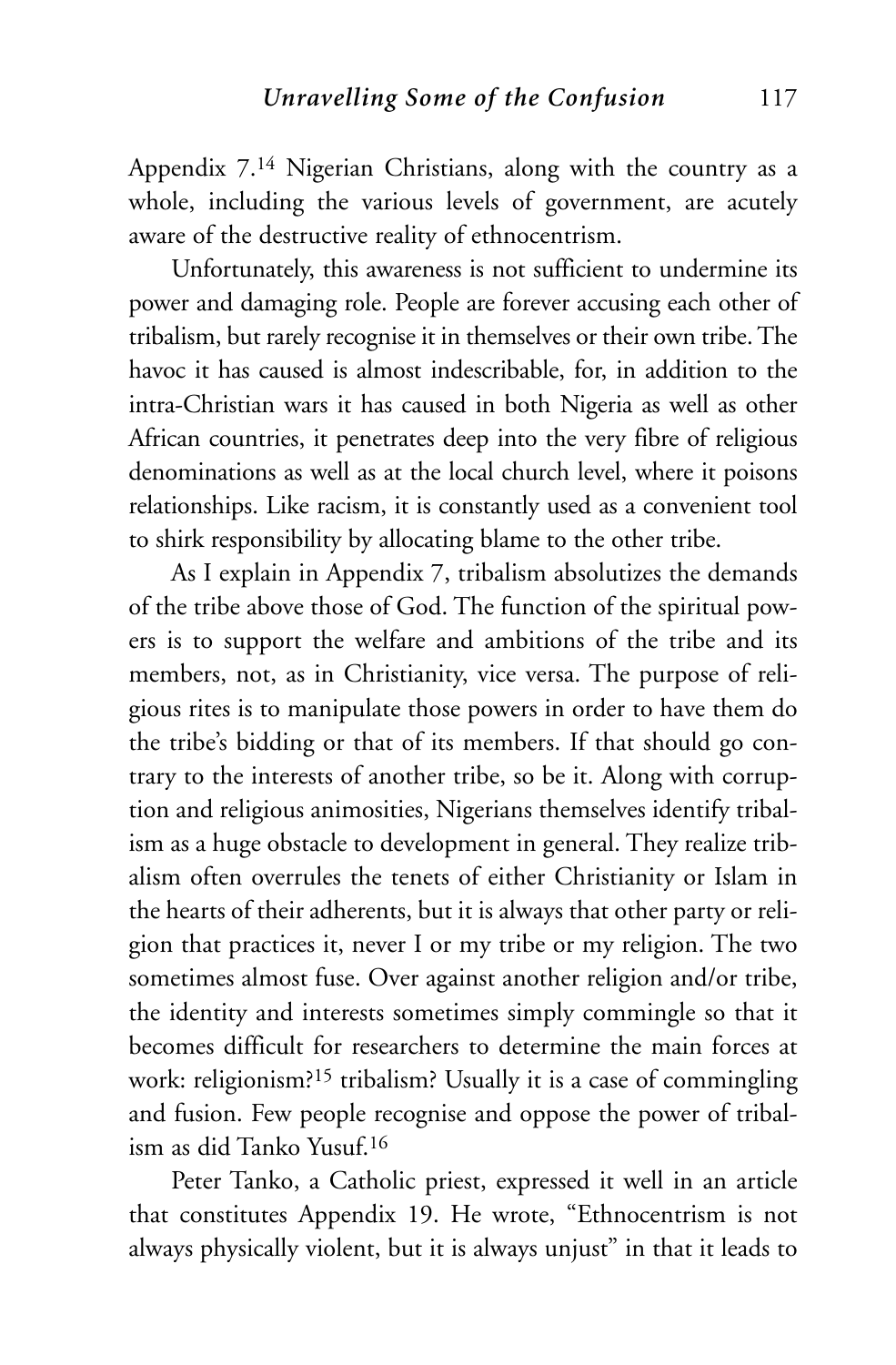Appendix 7.[14] Nigerian Christians, along with the country as a whole, including the various levels of government, are acutely aware of the destructive reality of ethnocentrism.

Unfortunately, this awareness is not sufficient to undermine its power and damaging role. People are forever accusing each other of tribalism, but rarely recognise it in themselves or their own tribe. The havoc it has caused is almost indescribable, for, in addition to the intra-Christian wars it has caused in both Nigeria as well as other African countries, it penetrates deep into the very fibre of religious denominations as well as at the local church level, where it poisons relationships. Like racism, it is constantly used as a convenient tool to shirk responsibility by allocating blame to the other tribe.

As I explain in Appendix 7, tribalism absolutizes the demands of the tribe above those of God. The function of the spiritual powers is to support the welfare and ambitions of the tribe and its members, not, as in Christianity, vice versa. The purpose of religious rites is to manipulate those powers in order to have them do the tribe's bidding or that of its members. If that should go contrary to the interests of another tribe, so be it. Along with corruption and religious animosities, Nigerians themselves identify tribalism as a huge obstacle to development in general. They realize tribalism often overrules the tenets of either Christianity or Islam in the hearts of their adherents, but it is always that other party or religion that practices it, never I or my tribe or my religion. The two sometimes almost fuse. Over against another religion and/or tribe, the identity and interests sometimes simply commingle so that it becomes difficult for researchers to determine the main forces at work: religionism?[15] tribalism? Usually it is a case of commingling and fusion. Few people recognise and oppose the power of tribalism as did Tanko Yusuf.[16]

Peter Tanko, a Catholic priest, expressed it well in an article that constitutes Appendix 19. He wrote, "Ethnocentrism is not always physically violent, but it is always unjust" in that it leads to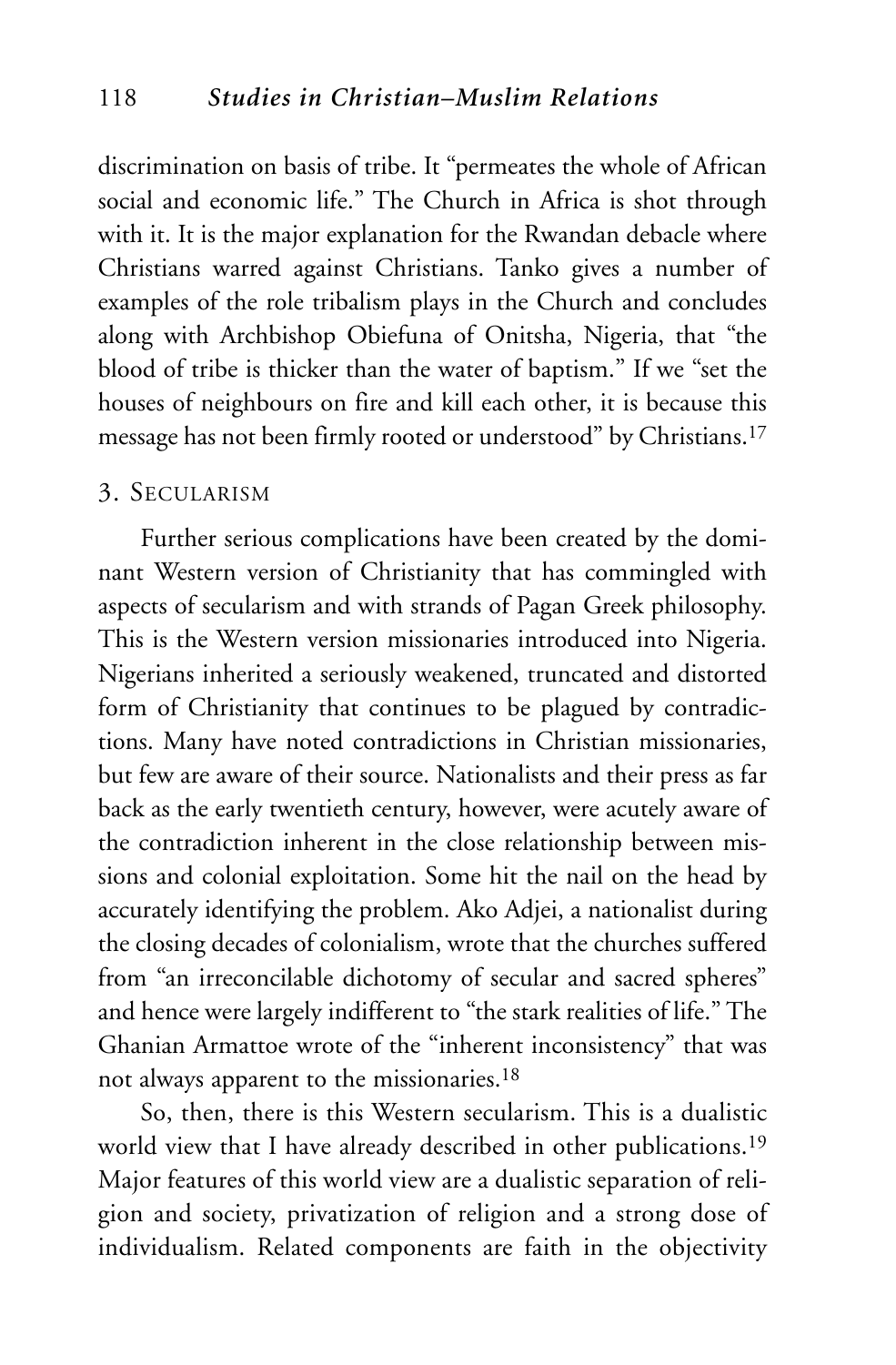discrimination on basis of tribe. It "permeates the whole of African social and economic life." The Church in Africa is shot through with it. It is the major explanation for the Rwandan debacle where Christians warred against Christians. Tanko gives a number of examples of the role tribalism plays in the Church and concludes along with Archbishop Obiefuna of Onitsha, Nigeria, that "the blood of tribe is thicker than the water of baptism." If we "set the houses of neighbours on fire and kill each other, it is because this message has not been firmly rooted or understood" by Christians.[17]

### 3. Secularism

Further serious complications have been created by the dominant Western version of Christianity that has commingled with aspects of secularism and with strands of Pagan Greek philosophy. This is the Western version missionaries introduced into Nigeria. Nigerians inherited a seriously weakened, truncated and distorted form of Christianity that continues to be plagued by contradictions. Many have noted contradictions in Christian missionaries, but few are aware of their source. Nationalists and their press as far back as the early twentieth century, however, were acutely aware of the contradiction inherent in the close relationship between missions and colonial exploitation. Some hit the nail on the head by accurately identifying the problem. Ako Adjei, a nationalist during the closing decades of colonialism, wrote that the churches suffered from "an irreconcilable dichotomy of secular and sacred spheres" and hence were largely indifferent to "the stark realities of life." The Ghanian Armattoe wrote of the "inherent inconsistency" that was not always apparent to the missionaries.[18]

So, then, there is this Western secularism. This is a dualistic world view that I have already described in other publications.[19] Major features of this world view are a dualistic separation of religion and society, privatization of religion and a strong dose of individualism. Related components are faith in the objectivity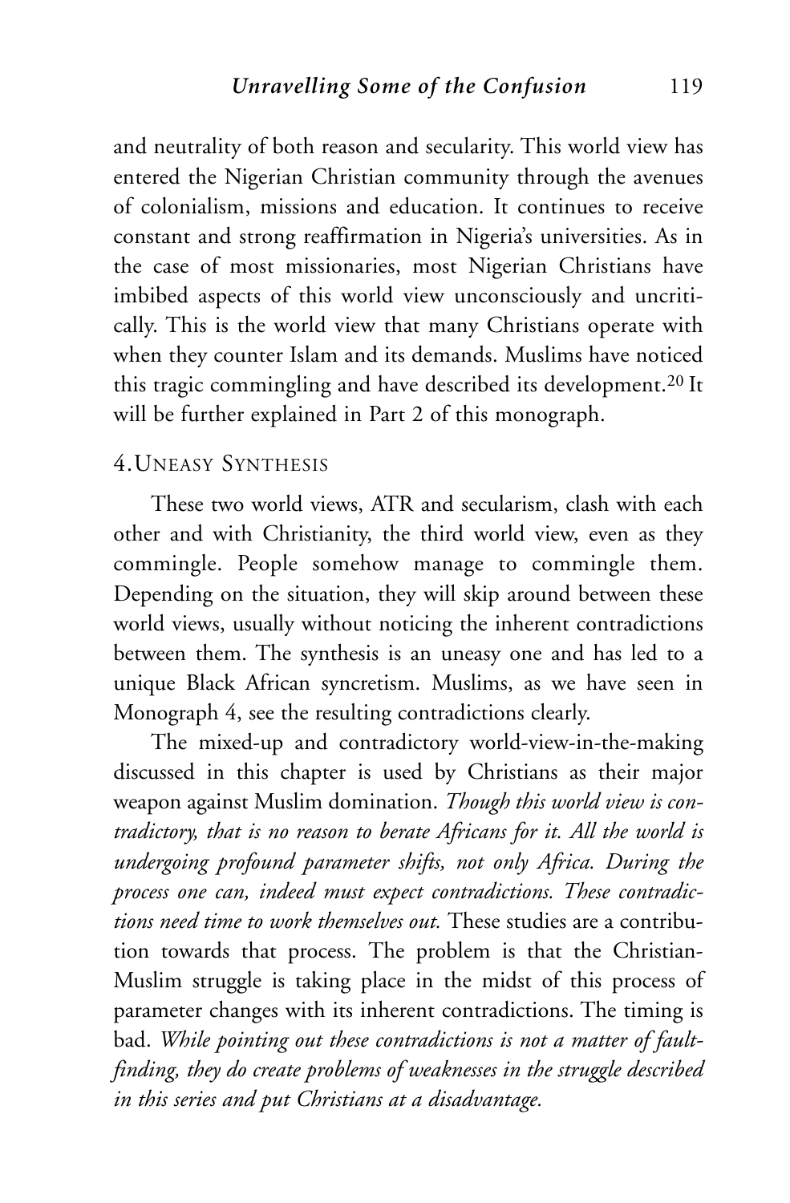and neutrality of both reason and secularity. This world view has entered the Nigerian Christian community through the avenues of colonialism, missions and education. It continues to receive constant and strong reaffirmation in Nigeria's universities. As in the case of most missionaries, most Nigerian Christians have imbibed aspects of this world view unconsciously and uncritically. This is the world view that many Christians operate with when they counter Islam and its demands. Muslims have noticed this tragic commingling and have described its development.[20] It will be further explained in Part 2 of this monograph.

### 4. Uneasy Synthesis

These two world views, ATR and secularism, clash with each other and with Christianity, the third world view, even as they commingle. People somehow manage to commingle them. Depending on the situation, they will skip around between these world views, usually without noticing the inherent contradictions between them. The synthesis is an uneasy one and has led to a unique Black African syncretism. Muslims, as we have seen in Monograph 4, see the resulting contradictions clearly.

The mixed-up and contradictory world-view-in-the-making discussed in this chapter is used by Christians as their major weapon against Muslim domination. *Though this world view is contradictory, that is no reason to berate Africans for it. All the world is undergoing profound parameter shifts, not only Africa. During the process one can, indeed must expect contradictions. These contradictions need time to work themselves out.* These studies are a contribution towards that process. The problem is that the Christian-Muslim struggle is taking place in the midst of this process of parameter changes with its inherent contradictions. The timing is bad. *While pointing out these contradictions is not a matter of fault-finding, they do create problems of weaknesses in the struggle described in this series and put Christians at a disadvantage.*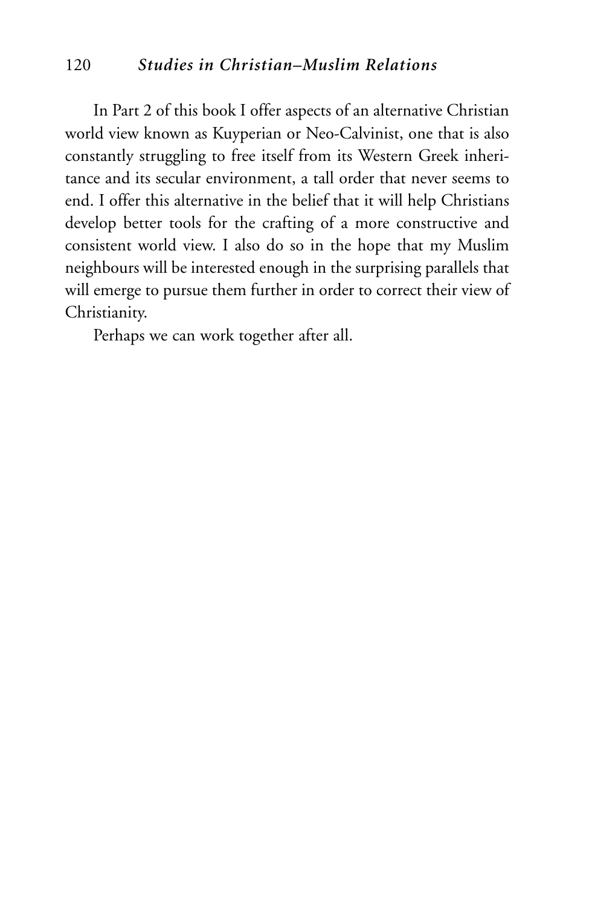In Part 2 of this book I offer aspects of an alternative Christian world view known as Kuyperian or Neo-Calvinist, one that is also constantly struggling to free itself from its Western Greek inheritance and its secular environment, a tall order that never seems to end. I offer this alternative in the belief that it will help Christians develop better tools for the crafting of a more constructive and consistent world view. I also do so in the hope that my Muslim neighbours will be interested enough in the surprising parallels that will emerge to pursue them further in order to correct their view of Christianity.

Perhaps we can work together after all.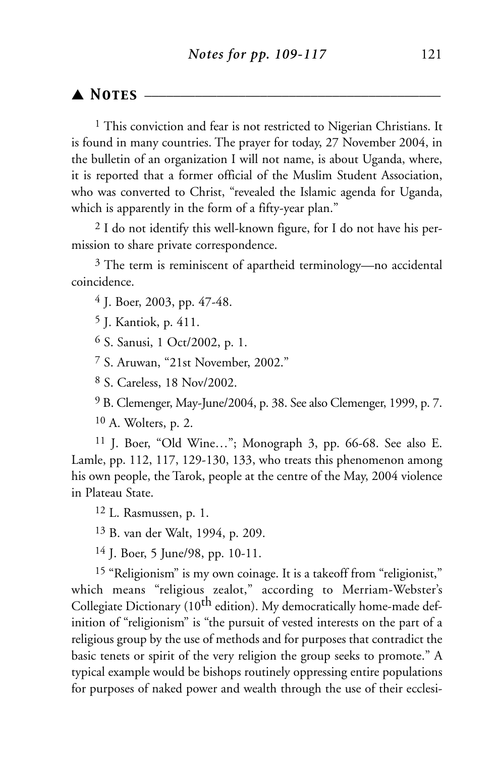## ▲ Notes

[1] This conviction and fear is not restricted to Nigerian Christians. It is found in many countries. The prayer for today, 27 November 2004, in the bulletin of an organization I will not name, is about Uganda, where, it is reported that a former official of the Muslim Student Association, who was converted to Christ, "revealed the Islamic agenda for Uganda, which is apparently in the form of a fifty-year plan."

[2] I do not identify this well-known figure, for I do not have his permission to share private correspondence.

[3] The term is reminiscent of apartheid terminology—no accidental coincidence.

[4] J. Boer, 2003, pp. 47-48.

[5] J. Kantiok, p. 411.

[6] S. Sanusi, 1 Oct/2002, p. 1.

[7] S. Aruwan, "21st November, 2002."

[8] S. Careless, 18 Nov/2002.

[9] B. Clemenger, May-June/2004, p. 38. See also Clemenger, 1999, p. 7.

[10] A. Wolters, p. 2.

[11] J. Boer, "Old Wine…"; Monograph 3, pp. 66-68. See also E. Lamle, pp. 112, 117, 129-130, 133, who treats this phenomenon among his own people, the Tarok, people at the centre of the May, 2004 violence in Plateau State.

[12] L. Rasmussen, p. 1.

[13] B. van der Walt, 1994, p. 209.

[14] J. Boer, 5 June/98, pp. 10-11.

[15] "Religionism" is my own coinage. It is a takeoff from "religionist," which means "religious zealot," according to Merriam-Webster's Collegiate Dictionary (10th edition). My democratically home-made definition of "religionism" is "the pursuit of vested interests on the part of a religious group by the use of methods and for purposes that contradict the basic tenets or spirit of the very religion the group seeks to promote." A typical example would be bishops routinely oppressing entire populations for purposes of naked power and wealth through the use of their ecclesi-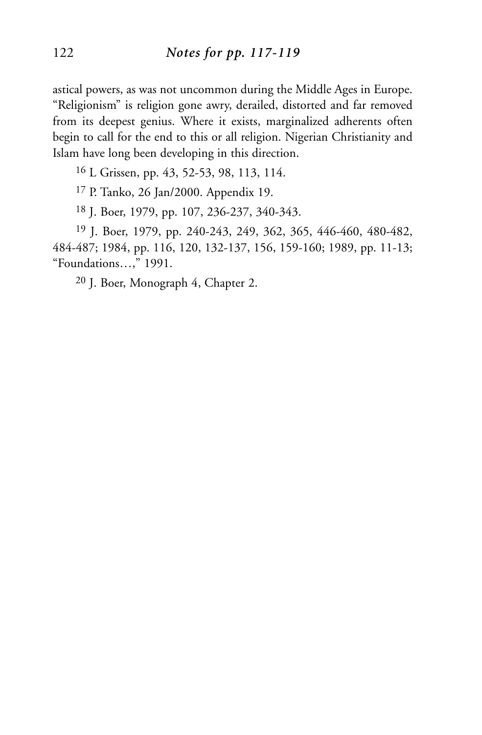astical powers, as was not uncommon during the Middle Ages in Europe. "Religionism" is religion gone awry, derailed, distorted and far removed from its deepest genius. Where it exists, marginalized adherents often begin to call for the end to this or all religion. Nigerian Christianity and Islam have long been developing in this direction.

[16] L Grissen, pp. 43, 52-53, 98, 113, 114.

[17] P. Tanko, 26 Jan/2000. Appendix 19.

[18] J. Boer, 1979, pp. 107, 236-237, 340-343.

[19] J. Boer, 1979, pp. 240-243, 249, 362, 365, 446-460, 480-482, 484-487; 1984, pp. 116, 120, 132-137, 156, 159-160; 1989, pp. 11-13; "Foundations…," 1991.

[20] J. Boer, Monograph 4, Chapter 2.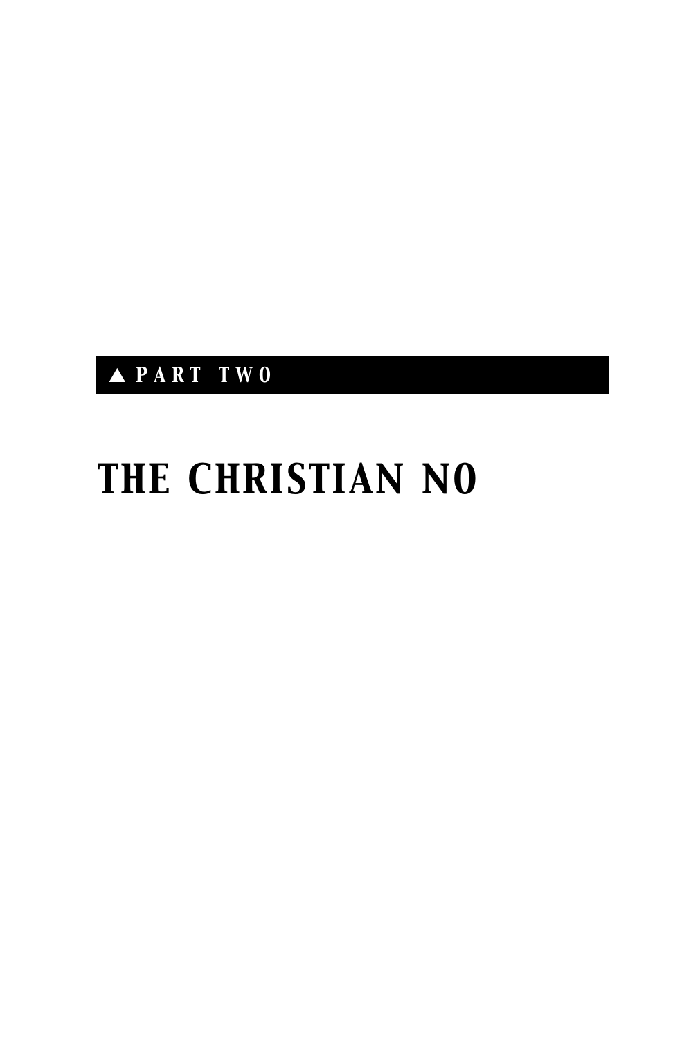▲ PART TWO

# THE CHRISTIAN NO